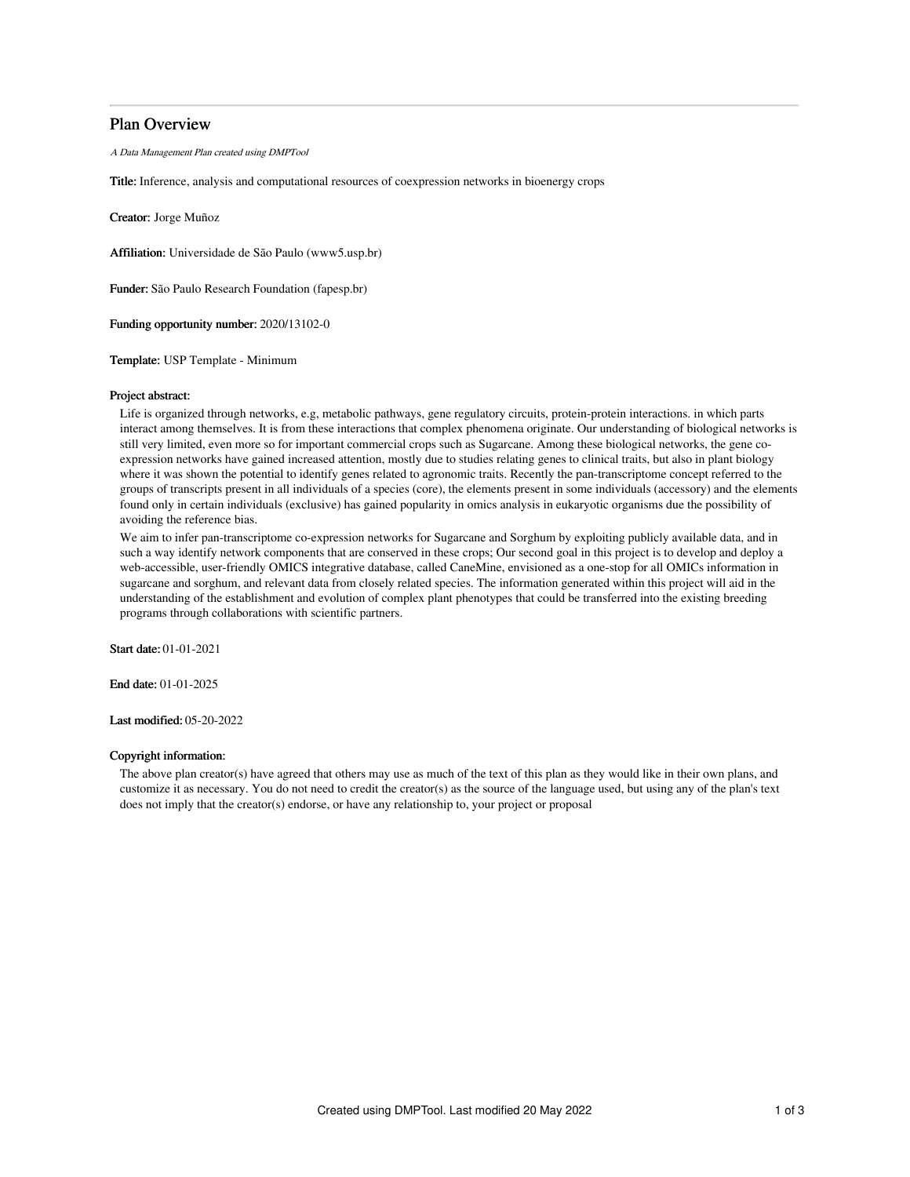# Plan Overview

*A Data Management Plan created using DMPTool*

**Title:** Inference, analysis and computational resources of coexpression networks in bioenergy crops

**Creator:** Jorge Muñoz

**Affiliation:** Universidade de São Paulo (www5.usp.br)

**Funder:** São Paulo Research Foundation (fapesp.br)

**Funding opportunity number:** 2020/13102-0

**Template:** USP Template - Minimum

**Project abstract:**

Life is organized through networks, e.g, metabolic pathways, gene regulatory circuits, protein-protein interactions. in which parts interact among themselves. It is from these interactions that complex phenomena originate. Our understanding of biological networks is still very limited, even more so for important commercial crops such as Sugarcane. Among these biological networks, the gene co-expression networks have gained increased attention, mostly due to studies relating genes to clinical traits, but also in plant biology where it was shown the potential to identify genes related to agronomic traits. Recently the pan-transcriptome concept referred to the groups of transcripts present in all individuals of a species (core), the elements present in some individuals (accessory) and the elements found only in certain individuals (exclusive) has gained popularity in omics analysis in eukaryotic organisms due the possibility of avoiding the reference bias.

We aim to infer pan-transcriptome co-expression networks for Sugarcane and Sorghum by exploiting publicly available data, and in such a way identify network components that are conserved in these crops; Our second goal in this project is to develop and deploy a web-accessible, user-friendly OMICS integrative database, called CaneMine, envisioned as a one-stop for all OMICs information in sugarcane and sorghum, and relevant data from closely related species. The information generated within this project will aid in the understanding of the establishment and evolution of complex plant phenotypes that could be transferred into the existing breeding programs through collaborations with scientific partners.

**Start date:** 01-01-2021

**End date:** 01-01-2025

**Last modified:** 05-20-2022

**Copyright information:**

The above plan creator(s) have agreed that others may use as much of the text of this plan as they would like in their own plans, and customize it as necessary. You do not need to credit the creator(s) as the source of the language used, but using any of the plan's text does not imply that the creator(s) endorse, or have any relationship to, your project or proposal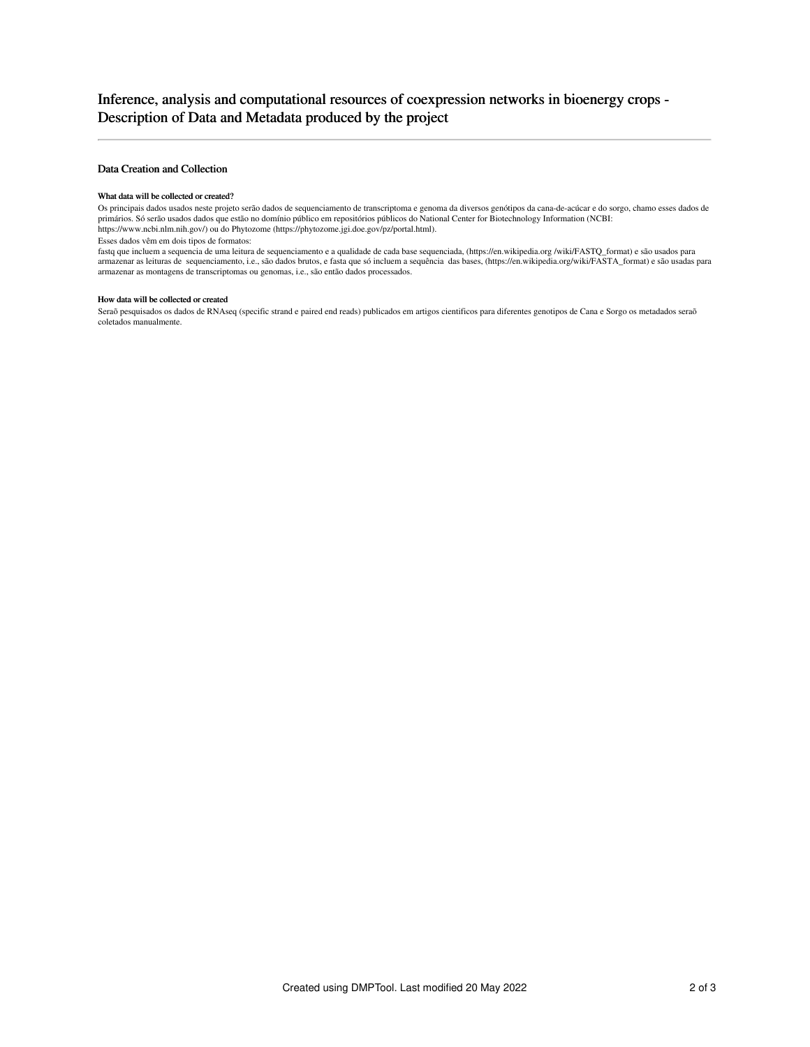# Inference, analysis and computational resources of coexpression networks in bioenergy crops - Description of Data and Metadata produced by the project

## Data Creation and Collection

#### What data will be collected or created?

Os principais dados usados neste projeto serão dados de sequenciamento de transcriptoma e genoma da diversos genótipos da cana-de-acúcar e do sorgo, chamo esses dados de primários. Só serão usados dados que estão no domínio público em repositórios públicos do National Center for Biotechnology Information (NCBI: https://www.ncbi.nlm.nih.gov/) ou do Phytozome (https://phytozome.jgi.doe.gov/pz/portal.html).

Esses dados vêm em dois tipos de formatos:

fastq que incluem a sequencia de uma leitura de sequenciamento e a qualidade de cada base sequenciada, (https://en.wikipedia.org /wiki/FASTQ_format) e são usados para armazenar as leituras de sequenciamento, i.e., são dados brutos, e fasta que só incluem a sequência das bases, (https://en.wikipedia.org/wiki/FASTA_format) e são usadas para armazenar as montagens de transcriptomas ou genomas, i.e., são então dados processados.

#### How data will be collected or created

Seraõ pesquisados os dados de RNAseq (specific strand e paired end reads) publicados em artigos cientificos para diferentes genotipos de Cana e Sorgo os metadados seraõ coletados manualmente.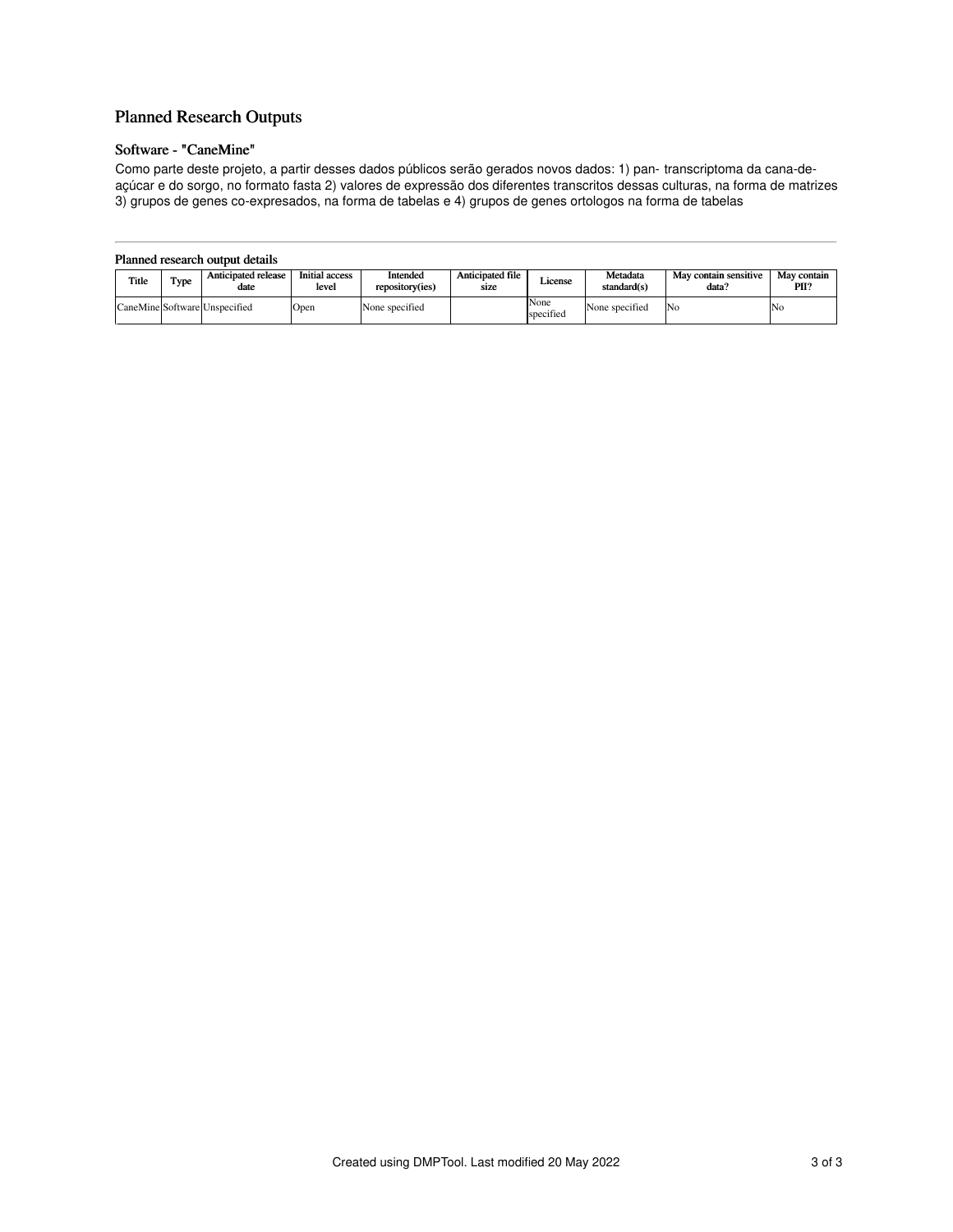## Planned Research Outputs

### Software - "CaneMine"

Como parte deste projeto, a partir desses dados públicos serão gerados novos dados: 1) pan- transcriptoma da cana-de-açúcar e do sorgo, no formato fasta 2) valores de expressão dos diferentes transcritos dessas culturas, na forma de matrizes 3) grupos de genes co-expresados, na forma de tabelas e 4) grupos de genes ortologos na forma de tabelas

---

#### Planned research output details

| Title | Type | Anticipated release date | Initial access level | Intended repository(ies) | Anticipated file size | License | Metadata standard(s) | May contain sensitive data? | May contain PII? |
|---|---|---|---|---|---|---|---|---|---|
| CaneMine | Software | Unspecified | Open | None specified | | None specified | None specified | No | No |

Created using DMPTool. Last modified 20 May 2022